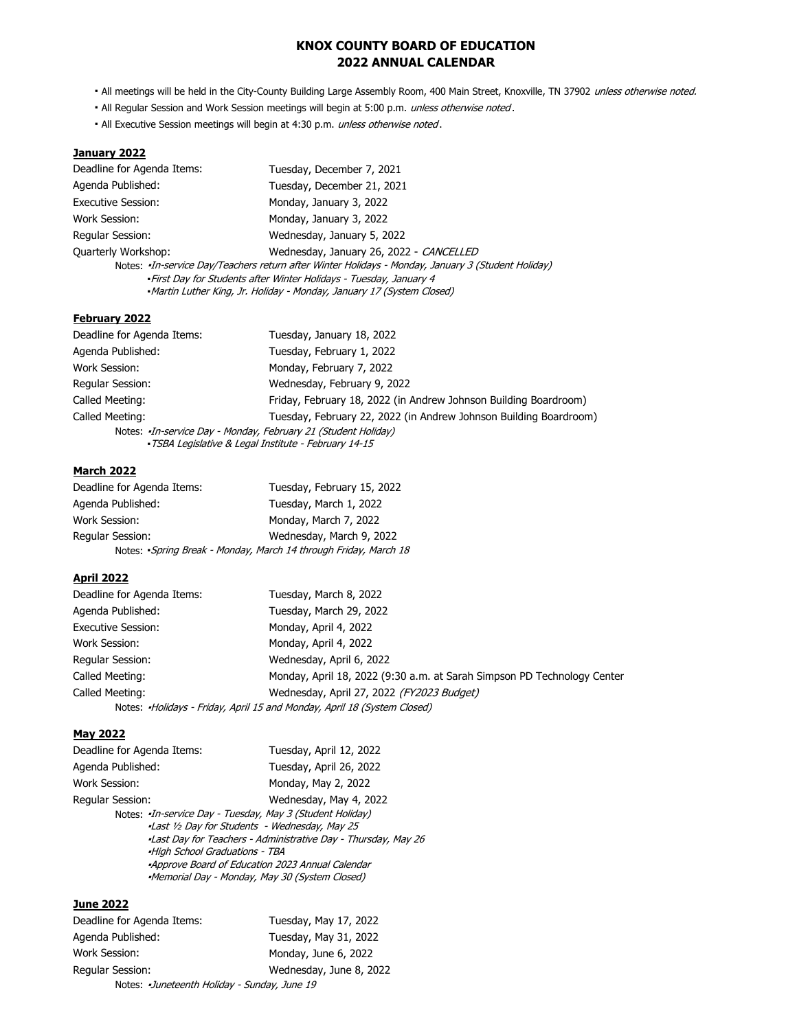# KNOX COUNTY BOARD OF EDUCATION
# 2022 ANNUAL CALENDAR

- All meetings will be held in the City-County Building Large Assembly Room, 400 Main Street, Knoxville, TN 37902 *unless otherwise noted.*
- All Regular Session and Work Session meetings will begin at 5:00 p.m. *unless otherwise noted*.
- All Executive Session meetings will begin at 4:30 p.m. *unless otherwise noted*.

## January 2022

| | |
|---|---|
| Deadline for Agenda Items: | Tuesday, December 7, 2021 |
| Agenda Published: | Tuesday, December 21, 2021 |
| Executive Session: | Monday, January 3, 2022 |
| Work Session: | Monday, January 3, 2022 |
| Regular Session: | Wednesday, January 5, 2022 |
| Quarterly Workshop: | Wednesday, January 26, 2022 - *CANCELLED* |

Notes:
- *In-service Day/Teachers return after Winter Holidays - Monday, January 3 (Student Holiday)*
- *First Day for Students after Winter Holidays - Tuesday, January 4*
- *Martin Luther King, Jr. Holiday - Monday, January 17 (System Closed)*

## February 2022

| | |
|---|---|
| Deadline for Agenda Items: | Tuesday, January 18, 2022 |
| Agenda Published: | Tuesday, February 1, 2022 |
| Work Session: | Monday, February 7, 2022 |
| Regular Session: | Wednesday, February 9, 2022 |
| Called Meeting: | Friday, February 18, 2022 (in Andrew Johnson Building Boardroom) |
| Called Meeting: | Tuesday, February 22, 2022 (in Andrew Johnson Building Boardroom) |

Notes:
- *In-service Day - Monday, February 21 (Student Holiday)*
- *TSBA Legislative & Legal Institute - February 14-15*

## March 2022

| | |
|---|---|
| Deadline for Agenda Items: | Tuesday, February 15, 2022 |
| Agenda Published: | Tuesday, March 1, 2022 |
| Work Session: | Monday, March 7, 2022 |
| Regular Session: | Wednesday, March 9, 2022 |

Notes:
- *Spring Break - Monday, March 14 through Friday, March 18*

## April 2022

| | |
|---|---|
| Deadline for Agenda Items: | Tuesday, March 8, 2022 |
| Agenda Published: | Tuesday, March 29, 2022 |
| Executive Session: | Monday, April 4, 2022 |
| Work Session: | Monday, April 4, 2022 |
| Regular Session: | Wednesday, April 6, 2022 |
| Called Meeting: | Monday, April 18, 2022 (9:30 a.m. at Sarah Simpson PD Technology Center |
| Called Meeting: | Wednesday, April 27, 2022 *(FY2023 Budget)* |

Notes:
- *Holidays - Friday, April 15 and Monday, April 18 (System Closed)*

## May 2022

| | |
|---|---|
| Deadline for Agenda Items: | Tuesday, April 12, 2022 |
| Agenda Published: | Tuesday, April 26, 2022 |
| Work Session: | Monday, May 2, 2022 |
| Regular Session: | Wednesday, May 4, 2022 |

Notes:
- *In-service Day - Tuesday, May 3 (Student Holiday)*
- *Last ½ Day for Students - Wednesday, May 25*
- *Last Day for Teachers - Administrative Day - Thursday, May 26*
- *High School Graduations - TBA*
- *Approve Board of Education 2023 Annual Calendar*
- *Memorial Day - Monday, May 30 (System Closed)*

## June 2022

| | |
|---|---|
| Deadline for Agenda Items: | Tuesday, May 17, 2022 |
| Agenda Published: | Tuesday, May 31, 2022 |
| Work Session: | Monday, June 6, 2022 |
| Regular Session: | Wednesday, June 8, 2022 |

Notes:
- *Juneteenth Holiday - Sunday, June 19*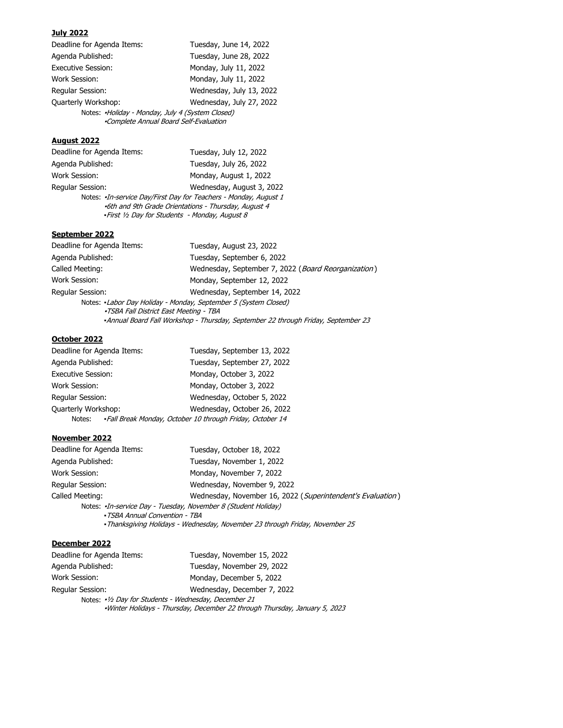**July 2022**

| | |
|---|---|
| Deadline for Agenda Items: | Tuesday, June 14, 2022 |
| Agenda Published: | Tuesday, June 28, 2022 |
| Executive Session: | Monday, July 11, 2022 |
| Work Session: | Monday, July 11, 2022 |
| Regular Session: | Wednesday, July 13, 2022 |
| Quarterly Workshop: | Wednesday, July 27, 2022 |

Notes:
- *Holiday - Monday, July 4 (System Closed)*
- *Complete Annual Board Self-Evaluation*

**August 2022**

| | |
|---|---|
| Deadline for Agenda Items: | Tuesday, July 12, 2022 |
| Agenda Published: | Tuesday, July 26, 2022 |
| Work Session: | Monday, August 1, 2022 |
| Regular Session: | Wednesday, August 3, 2022 |

Notes:
- *In-service Day/First Day for Teachers - Monday, August 1*
- *6th and 9th Grade Orientations - Thursday, August 4*
- *First ½ Day for Students - Monday, August 8*

**September 2022**

| | |
|---|---|
| Deadline for Agenda Items: | Tuesday, August 23, 2022 |
| Agenda Published: | Tuesday, September 6, 2022 |
| Called Meeting: | Wednesday, September 7, 2022 (*Board Reorganization*) |
| Work Session: | Monday, September 12, 2022 |
| Regular Session: | Wednesday, September 14, 2022 |

Notes:
- *Labor Day Holiday - Monday, September 5 (System Closed)*
- *TSBA Fall District East Meeting - TBA*
- *Annual Board Fall Workshop - Thursday, September 22 through Friday, September 23*

**October 2022**

| | |
|---|---|
| Deadline for Agenda Items: | Tuesday, September 13, 2022 |
| Agenda Published: | Tuesday, September 27, 2022 |
| Executive Session: | Monday, October 3, 2022 |
| Work Session: | Monday, October 3, 2022 |
| Regular Session: | Wednesday, October 5, 2022 |
| Quarterly Workshop: | Wednesday, October 26, 2022 |

Notes:
- *Fall Break Monday, October 10 through Friday, October 14*

**November 2022**

| | |
|---|---|
| Deadline for Agenda Items: | Tuesday, October 18, 2022 |
| Agenda Published: | Tuesday, November 1, 2022 |
| Work Session: | Monday, November 7, 2022 |
| Regular Session: | Wednesday, November 9, 2022 |
| Called Meeting: | Wednesday, November 16, 2022 (*Superintendent's Evaluation*) |

Notes:
- *In-service Day - Tuesday, November 8 (Student Holiday)*
- *TSBA Annual Convention - TBA*
- *Thanksgiving Holidays - Wednesday, November 23 through Friday, November 25*

**December 2022**

| | |
|---|---|
| Deadline for Agenda Items: | Tuesday, November 15, 2022 |
| Agenda Published: | Tuesday, November 29, 2022 |
| Work Session: | Monday, December 5, 2022 |
| Regular Session: | Wednesday, December 7, 2022 |

Notes:
- *½ Day for Students - Wednesday, December 21*
- *Winter Holidays - Thursday, December 22 through Thursday, January 5, 2023*